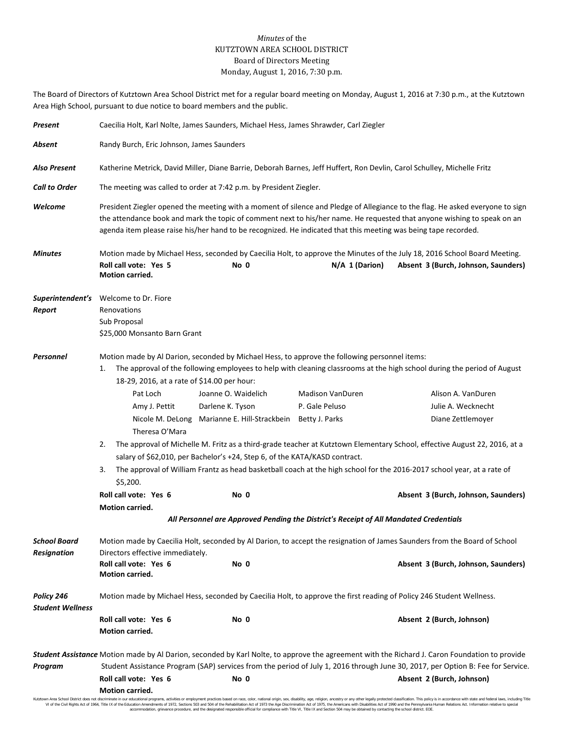*Minutes* of the
KUTZTOWN AREA SCHOOL DISTRICT
Board of Directors Meeting
Monday, August 1, 2016, 7:30 p.m.

The Board of Directors of Kutztown Area School District met for a regular board meeting on Monday, August 1, 2016 at 7:30 p.m., at the Kutztown Area High School, pursuant to due notice to board members and the public.

***Present*** Caecilia Holt, Karl Nolte, James Saunders, Michael Hess, James Shrawder, Carl Ziegler

***Absent*** Randy Burch, Eric Johnson, James Saunders

***Also Present*** Katherine Metrick, David Miller, Diane Barrie, Deborah Barnes, Jeff Huffert, Ron Devlin, Carol Schulley, Michelle Fritz

***Call to Order*** The meeting was called to order at 7:42 p.m. by President Ziegler.

***Welcome*** President Ziegler opened the meeting with a moment of silence and Pledge of Allegiance to the flag. He asked everyone to sign the attendance book and mark the topic of comment next to his/her name. He requested that anyone wishing to speak on an agenda item please raise his/her hand to be recognized. He indicated that this meeting was being tape recorded.

***Minutes*** Motion made by Michael Hess, seconded by Caecilia Holt, to approve the Minutes of the July 18, 2016 School Board Meeting.
**Roll call vote: Yes 5 No 0 N/A 1 (Darion) Absent 3 (Burch, Johnson, Saunders)**
**Motion carried.**

***Superintendent's Report***
Welcome to Dr. Fiore
Renovations
Sub Proposal
$25,000 Monsanto Barn Grant

***Personnel*** Motion made by Al Darion, seconded by Michael Hess, to approve the following personnel items:

1. The approval of the following employees to help with cleaning classrooms at the high school during the period of August 18-29, 2016, at a rate of $14.00 per hour:

   | | | | |
   |---|---|---|---|
   | Pat Loch | Joanne O. Waidelich | Madison VanDuren | Alison A. VanDuren |
   | Amy J. Pettit | Darlene K. Tyson | P. Gale Peluso | Julie A. Wecknecht |
   | Nicole M. DeLong | Marianne E. Hill-Strackbein | Betty J. Parks | Diane Zettlemoyer |
   | Theresa O'Mara | | | |

2. The approval of Michelle M. Fritz as a third-grade teacher at Kutztown Elementary School, effective August 22, 2016, at a salary of $62,010, per Bachelor's +24, Step 6, of the KATA/KASD contract.
3. The approval of William Frantz as head basketball coach at the high school for the 2016-2017 school year, at a rate of $5,200.

**Roll call vote: Yes 6 No 0 Absent 3 (Burch, Johnson, Saunders)**
**Motion carried.**

***All Personnel are Approved Pending the District's Receipt of All Mandated Credentials***

***School Board Resignation*** Motion made by Caecilia Holt, seconded by Al Darion, to accept the resignation of James Saunders from the Board of School Directors effective immediately.
**Roll call vote: Yes 6 No 0 Absent 3 (Burch, Johnson, Saunders)**
**Motion carried.**

***Policy 246 Student Wellness*** Motion made by Michael Hess, seconded by Caecilia Holt, to approve the first reading of Policy 246 Student Wellness.
**Roll call vote: Yes 6 No 0 Absent 2 (Burch, Johnson)**
**Motion carried.**

***Student Assistance Program*** Motion made by Al Darion, seconded by Karl Nolte, to approve the agreement with the Richard J. Caron Foundation to provide Student Assistance Program (SAP) services from the period of July 1, 2016 through June 30, 2017, per Option B: Fee for Service.
**Roll call vote: Yes 6 No 0 Absent 2 (Burch, Johnson)**
**Motion carried.**

Kutztown Area School District does not discriminate in our educational programs, activities or employment practices based on race, color, national origin, sex, disability, age, religion, ancestry or any other legally protected classification. This policy is in accordance with state and federal laws, including Title VI of the Civil Rights Act of 1964, Title IX of the Education Amendments of 1972, Sections 503 and 504 of the Rehabilitation Act of 1973 the Age Discrimination Act of 1975, the Americans with Disabilities Act of 1990 and the Pennsylvania Human Relations Act. Information relative to special accommodation, grievance procedure, and the designated responsible official for compliance with Title VI, Title IX and Section 504 may be obtained by contacting the school district. EOE.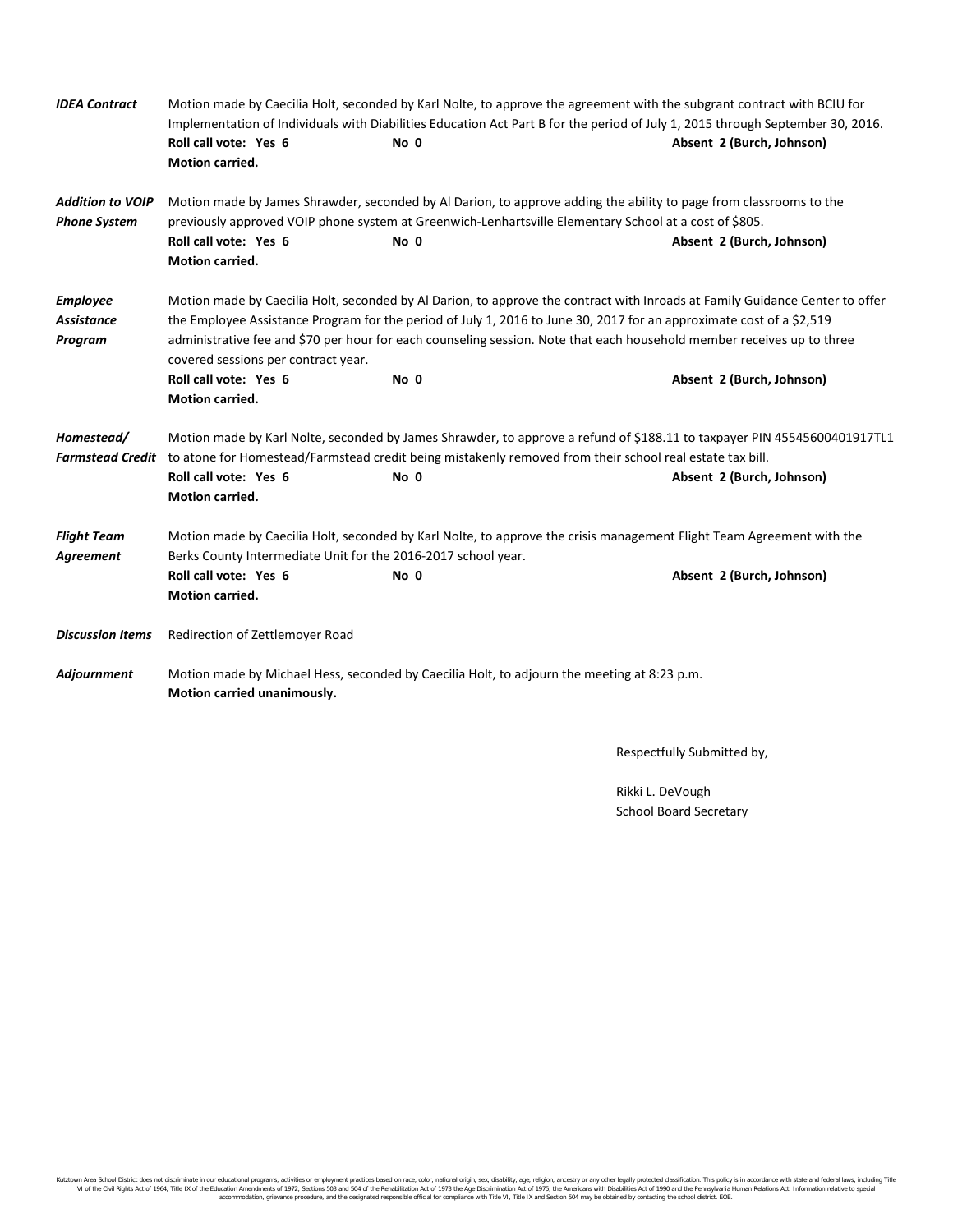***IDEA Contract***

Motion made by Caecilia Holt, seconded by Karl Nolte, to approve the agreement with the subgrant contract with BCIU for Implementation of Individuals with Diabilities Education Act Part B for the period of July 1, 2015 through September 30, 2016.

**Roll call vote: Yes 6 No 0 Absent 2 (Burch, Johnson)**
**Motion carried.**

***Addition to VOIP Phone System***

Motion made by James Shrawder, seconded by Al Darion, to approve adding the ability to page from classrooms to the previously approved VOIP phone system at Greenwich-Lenhartsville Elementary School at a cost of $805.

**Roll call vote: Yes 6 No 0 Absent 2 (Burch, Johnson)**
**Motion carried.**

***Employee Assistance Program***

Motion made by Caecilia Holt, seconded by Al Darion, to approve the contract with Inroads at Family Guidance Center to offer the Employee Assistance Program for the period of July 1, 2016 to June 30, 2017 for an approximate cost of a $2,519 administrative fee and $70 per hour for each counseling session. Note that each household member receives up to three covered sessions per contract year.

**Roll call vote: Yes 6 No 0 Absent 2 (Burch, Johnson)**
**Motion carried.**

***Homestead/ Farmstead Credit***

Motion made by Karl Nolte, seconded by James Shrawder, to approve a refund of $188.11 to taxpayer PIN 45545600401917TL1 to atone for Homestead/Farmstead credit being mistakenly removed from their school real estate tax bill.

**Roll call vote: Yes 6 No 0 Absent 2 (Burch, Johnson)**
**Motion carried.**

***Flight Team Agreement***

Motion made by Caecilia Holt, seconded by Karl Nolte, to approve the crisis management Flight Team Agreement with the Berks County Intermediate Unit for the 2016-2017 school year.

**Roll call vote: Yes 6 No 0 Absent 2 (Burch, Johnson)**
**Motion carried.**

***Discussion Items***

Redirection of Zettlemoyer Road

***Adjournment***

Motion made by Michael Hess, seconded by Caecilia Holt, to adjourn the meeting at 8:23 p.m.
**Motion carried unanimously.**

Respectfully Submitted by,

Rikki L. DeVough
School Board Secretary

Kutztown Area School District does not discriminate in our educational programs, activities or employment practices based on race, color, national origin, sex, disability, age, religion, ancestry or any other legally protected classification. This policy is in accordance with state and federal laws, including Title VI of the Civil Rights Act of 1964, Title IX of the Education Amendments of 1972, Sections 503 and 504 of the Rehabilitation Act of 1973 the Age Discrimination Act of 1975, the Americans with Disabilities Act of 1990 and the Pennsylvania Human Relations Act. Information relative to special accommodation, grievance procedure, and the designated responsible official for compliance with Title VI, Title IX and Section 504 may be obtained by contacting the school district. EOE.